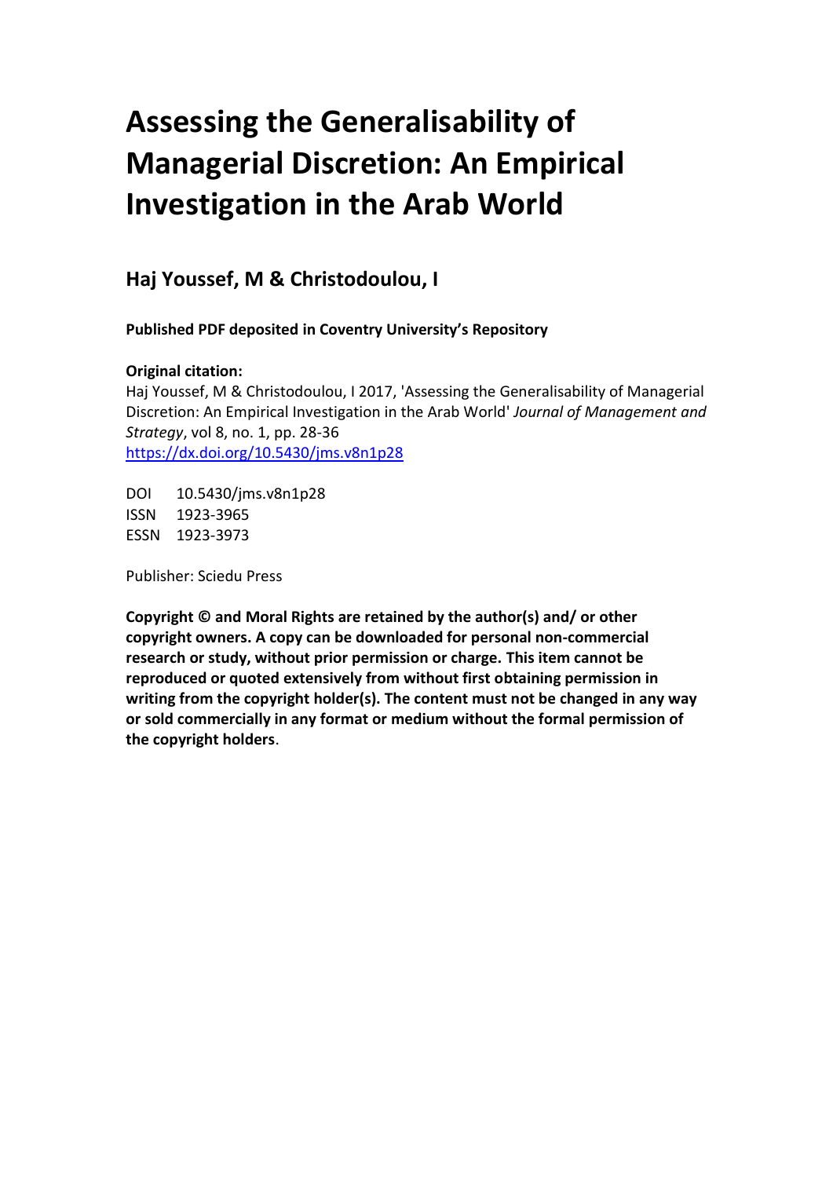# Assessing the Generalisability of Managerial Discretion: An Empirical Investigation in the Arab World

## Haj Youssef, M & Christodoulou, I

**Published PDF deposited in Coventry University's Repository**

**Original citation:**
Haj Youssef, M & Christodoulou, I 2017, 'Assessing the Generalisability of Managerial Discretion: An Empirical Investigation in the Arab World' *Journal of Management and Strategy*, vol 8, no. 1, pp. 28-36
https://dx.doi.org/10.5430/jms.v8n1p28

DOI 10.5430/jms.v8n1p28
ISSN 1923-3965
ESSN 1923-3973

Publisher: Sciedu Press

**Copyright © and Moral Rights are retained by the author(s) and/ or other copyright owners. A copy can be downloaded for personal non-commercial research or study, without prior permission or charge. This item cannot be reproduced or quoted extensively from without first obtaining permission in writing from the copyright holder(s). The content must not be changed in any way or sold commercially in any format or medium without the formal permission of the copyright holders**.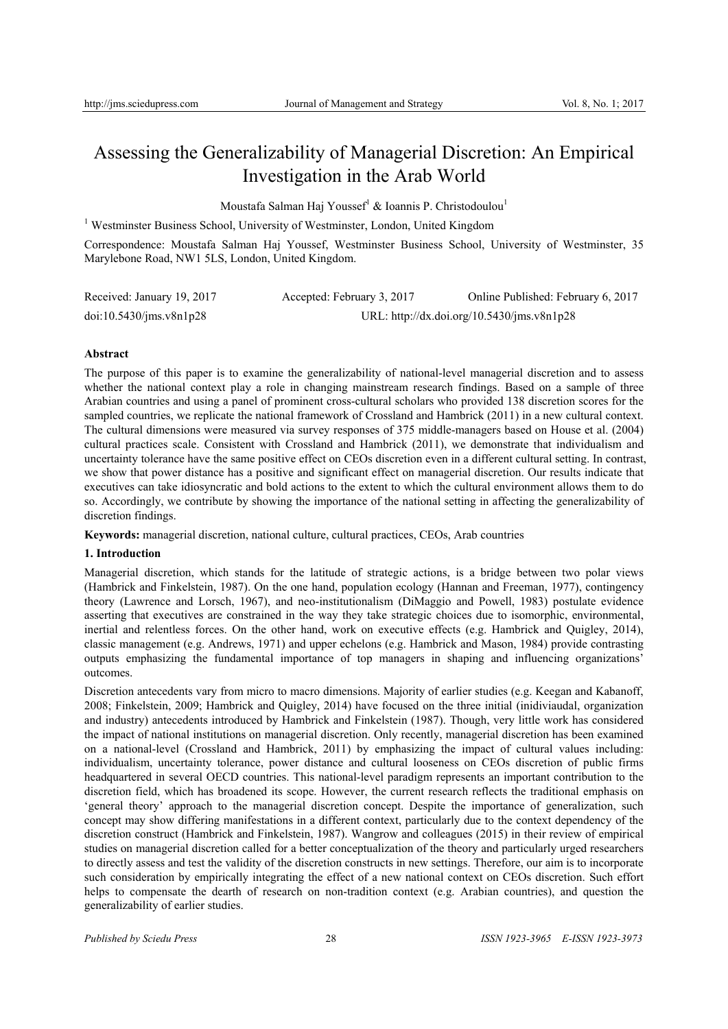# Assessing the Generalizability of Managerial Discretion: An Empirical Investigation in the Arab World

Moustafa Salman Haj Youssef[1] & Ioannis P. Christodoulou[1]

[1] Westminster Business School, University of Westminster, London, United Kingdom

Correspondence: Moustafa Salman Haj Youssef, Westminster Business School, University of Westminster, 35 Marylebone Road, NW1 5LS, London, United Kingdom.

Received: January 19, 2017 Accepted: February 3, 2017 Online Published: February 6, 2017

doi:10.5430/jms.v8n1p28 URL: http://dx.doi.org/10.5430/jms.v8n1p28

## Abstract

The purpose of this paper is to examine the generalizability of national-level managerial discretion and to assess whether the national context play a role in changing mainstream research findings. Based on a sample of three Arabian countries and using a panel of prominent cross-cultural scholars who provided 138 discretion scores for the sampled countries, we replicate the national framework of Crossland and Hambrick (2011) in a new cultural context. The cultural dimensions were measured via survey responses of 375 middle-managers based on House et al. (2004) cultural practices scale. Consistent with Crossland and Hambrick (2011), we demonstrate that individualism and uncertainty tolerance have the same positive effect on CEOs discretion even in a different cultural setting. In contrast, we show that power distance has a positive and significant effect on managerial discretion. Our results indicate that executives can take idiosyncratic and bold actions to the extent to which the cultural environment allows them to do so. Accordingly, we contribute by showing the importance of the national setting in affecting the generalizability of discretion findings.

**Keywords:** managerial discretion, national culture, cultural practices, CEOs, Arab countries

## 1. Introduction

Managerial discretion, which stands for the latitude of strategic actions, is a bridge between two polar views (Hambrick and Finkelstein, 1987). On the one hand, population ecology (Hannan and Freeman, 1977), contingency theory (Lawrence and Lorsch, 1967), and neo-institutionalism (DiMaggio and Powell, 1983) postulate evidence asserting that executives are constrained in the way they take strategic choices due to isomorphic, environmental, inertial and relentless forces. On the other hand, work on executive effects (e.g. Hambrick and Quigley, 2014), classic management (e.g. Andrews, 1971) and upper echelons (e.g. Hambrick and Mason, 1984) provide contrasting outputs emphasizing the fundamental importance of top managers in shaping and influencing organizations' outcomes.

Discretion antecedents vary from micro to macro dimensions. Majority of earlier studies (e.g. Keegan and Kabanoff, 2008; Finkelstein, 2009; Hambrick and Quigley, 2014) have focused on the three initial (inidiviaudal, organization and industry) antecedents introduced by Hambrick and Finkelstein (1987). Though, very little work has considered the impact of national institutions on managerial discretion. Only recently, managerial discretion has been examined on a national-level (Crossland and Hambrick, 2011) by emphasizing the impact of cultural values including: individualism, uncertainty tolerance, power distance and cultural looseness on CEOs discretion of public firms headquartered in several OECD countries. This national-level paradigm represents an important contribution to the discretion field, which has broadened its scope. However, the current research reflects the traditional emphasis on 'general theory' approach to the managerial discretion concept. Despite the importance of generalization, such concept may show differing manifestations in a different context, particularly due to the context dependency of the discretion construct (Hambrick and Finkelstein, 1987). Wangrow and colleagues (2015) in their review of empirical studies on managerial discretion called for a better conceptualization of the theory and particularly urged researchers to directly assess and test the validity of the discretion constructs in new settings. Therefore, our aim is to incorporate such consideration by empirically integrating the effect of a new national context on CEOs discretion. Such effort helps to compensate the dearth of research on non-tradition context (e.g. Arabian countries), and question the generalizability of earlier studies.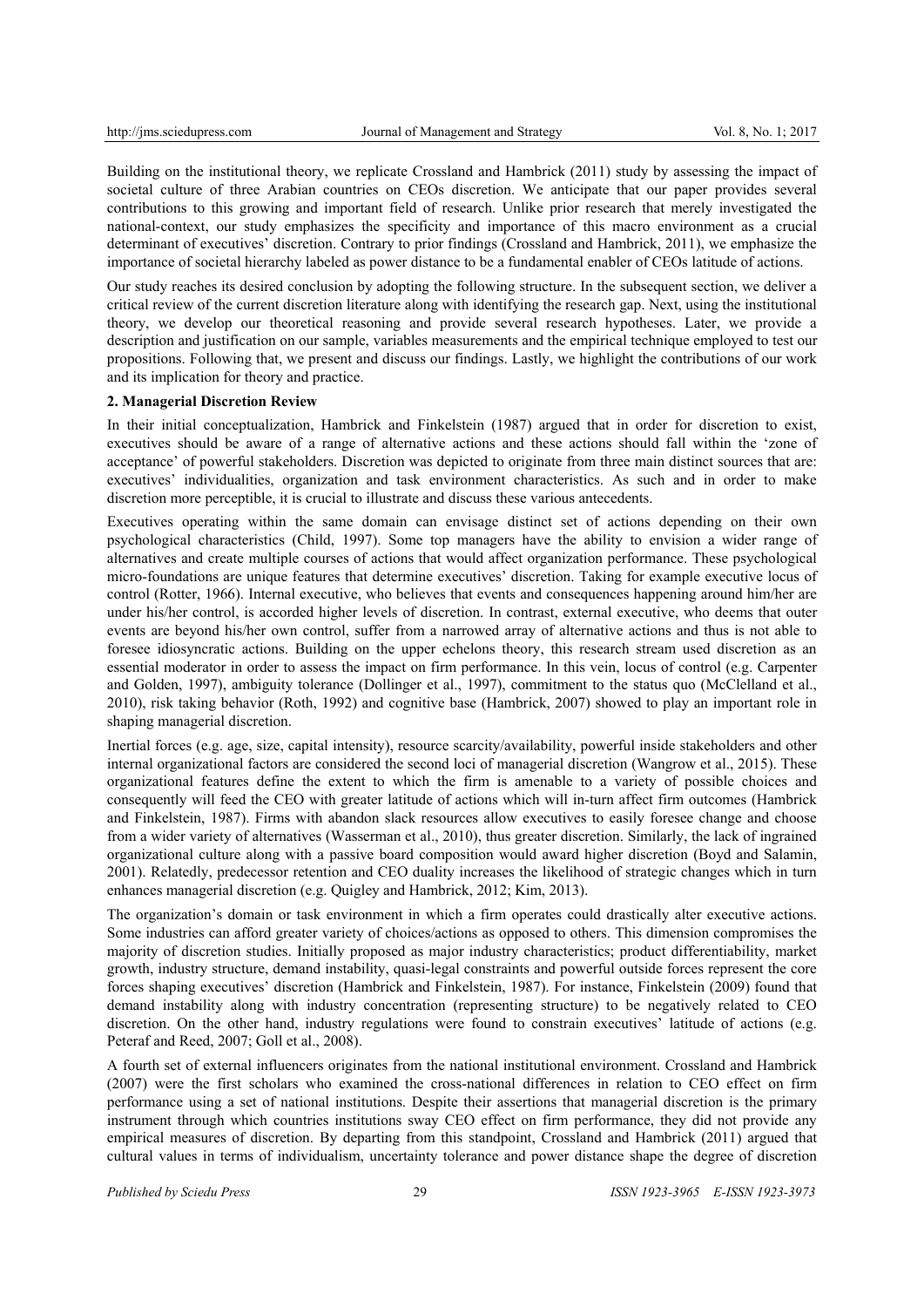Building on the institutional theory, we replicate Crossland and Hambrick (2011) study by assessing the impact of societal culture of three Arabian countries on CEOs discretion. We anticipate that our paper provides several contributions to this growing and important field of research. Unlike prior research that merely investigated the national-context, our study emphasizes the specificity and importance of this macro environment as a crucial determinant of executives' discretion. Contrary to prior findings (Crossland and Hambrick, 2011), we emphasize the importance of societal hierarchy labeled as power distance to be a fundamental enabler of CEOs latitude of actions.

Our study reaches its desired conclusion by adopting the following structure. In the subsequent section, we deliver a critical review of the current discretion literature along with identifying the research gap. Next, using the institutional theory, we develop our theoretical reasoning and provide several research hypotheses. Later, we provide a description and justification on our sample, variables measurements and the empirical technique employed to test our propositions. Following that, we present and discuss our findings. Lastly, we highlight the contributions of our work and its implication for theory and practice.

## 2. Managerial Discretion Review

In their initial conceptualization, Hambrick and Finkelstein (1987) argued that in order for discretion to exist, executives should be aware of a range of alternative actions and these actions should fall within the 'zone of acceptance' of powerful stakeholders. Discretion was depicted to originate from three main distinct sources that are: executives' individualities, organization and task environment characteristics. As such and in order to make discretion more perceptible, it is crucial to illustrate and discuss these various antecedents.

Executives operating within the same domain can envisage distinct set of actions depending on their own psychological characteristics (Child, 1997). Some top managers have the ability to envision a wider range of alternatives and create multiple courses of actions that would affect organization performance. These psychological micro-foundations are unique features that determine executives' discretion. Taking for example executive locus of control (Rotter, 1966). Internal executive, who believes that events and consequences happening around him/her are under his/her control, is accorded higher levels of discretion. In contrast, external executive, who deems that outer events are beyond his/her own control, suffer from a narrowed array of alternative actions and thus is not able to foresee idiosyncratic actions. Building on the upper echelons theory, this research stream used discretion as an essential moderator in order to assess the impact on firm performance. In this vein, locus of control (e.g. Carpenter and Golden, 1997), ambiguity tolerance (Dollinger et al., 1997), commitment to the status quo (McClelland et al., 2010), risk taking behavior (Roth, 1992) and cognitive base (Hambrick, 2007) showed to play an important role in shaping managerial discretion.

Inertial forces (e.g. age, size, capital intensity), resource scarcity/availability, powerful inside stakeholders and other internal organizational factors are considered the second loci of managerial discretion (Wangrow et al., 2015). These organizational features define the extent to which the firm is amenable to a variety of possible choices and consequently will feed the CEO with greater latitude of actions which will in-turn affect firm outcomes (Hambrick and Finkelstein, 1987). Firms with abandon slack resources allow executives to easily foresee change and choose from a wider variety of alternatives (Wasserman et al., 2010), thus greater discretion. Similarly, the lack of ingrained organizational culture along with a passive board composition would award higher discretion (Boyd and Salamin, 2001). Relatedly, predecessor retention and CEO duality increases the likelihood of strategic changes which in turn enhances managerial discretion (e.g. Quigley and Hambrick, 2012; Kim, 2013).

The organization's domain or task environment in which a firm operates could drastically alter executive actions. Some industries can afford greater variety of choices/actions as opposed to others. This dimension compromises the majority of discretion studies. Initially proposed as major industry characteristics; product differentiability, market growth, industry structure, demand instability, quasi-legal constraints and powerful outside forces represent the core forces shaping executives' discretion (Hambrick and Finkelstein, 1987). For instance, Finkelstein (2009) found that demand instability along with industry concentration (representing structure) to be negatively related to CEO discretion. On the other hand, industry regulations were found to constrain executives' latitude of actions (e.g. Peteraf and Reed, 2007; Goll et al., 2008).

A fourth set of external influencers originates from the national institutional environment. Crossland and Hambrick (2007) were the first scholars who examined the cross-national differences in relation to CEO effect on firm performance using a set of national institutions. Despite their assertions that managerial discretion is the primary instrument through which countries institutions sway CEO effect on firm performance, they did not provide any empirical measures of discretion. By departing from this standpoint, Crossland and Hambrick (2011) argued that cultural values in terms of individualism, uncertainty tolerance and power distance shape the degree of discretion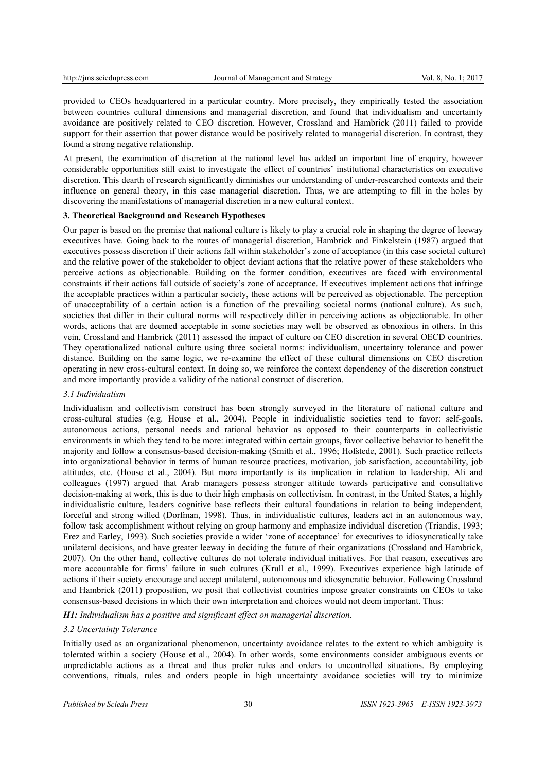provided to CEOs headquartered in a particular country. More precisely, they empirically tested the association between countries cultural dimensions and managerial discretion, and found that individualism and uncertainty avoidance are positively related to CEO discretion. However, Crossland and Hambrick (2011) failed to provide support for their assertion that power distance would be positively related to managerial discretion. In contrast, they found a strong negative relationship.

At present, the examination of discretion at the national level has added an important line of enquiry, however considerable opportunities still exist to investigate the effect of countries' institutional characteristics on executive discretion. This dearth of research significantly diminishes our understanding of under-researched contexts and their influence on general theory, in this case managerial discretion. Thus, we are attempting to fill in the holes by discovering the manifestations of managerial discretion in a new cultural context.

### 3. Theoretical Background and Research Hypotheses

Our paper is based on the premise that national culture is likely to play a crucial role in shaping the degree of leeway executives have. Going back to the routes of managerial discretion, Hambrick and Finkelstein (1987) argued that executives possess discretion if their actions fall within stakeholder's zone of acceptance (in this case societal culture) and the relative power of the stakeholder to object deviant actions that the relative power of these stakeholders who perceive actions as objectionable. Building on the former condition, executives are faced with environmental constraints if their actions fall outside of society's zone of acceptance. If executives implement actions that infringe the acceptable practices within a particular society, these actions will be perceived as objectionable. The perception of unacceptability of a certain action is a function of the prevailing societal norms (national culture). As such, societies that differ in their cultural norms will respectively differ in perceiving actions as objectionable. In other words, actions that are deemed acceptable in some societies may well be observed as obnoxious in others. In this vein, Crossland and Hambrick (2011) assessed the impact of culture on CEO discretion in several OECD countries. They operationalized national culture using three societal norms: individualism, uncertainty tolerance and power distance. Building on the same logic, we re-examine the effect of these cultural dimensions on CEO discretion operating in new cross-cultural context. In doing so, we reinforce the context dependency of the discretion construct and more importantly provide a validity of the national construct of discretion.

#### *3.1 Individualism*

Individualism and collectivism construct has been strongly surveyed in the literature of national culture and cross-cultural studies (e.g. House et al., 2004). People in individualistic societies tend to favor: self-goals, autonomous actions, personal needs and rational behavior as opposed to their counterparts in collectivistic environments in which they tend to be more: integrated within certain groups, favor collective behavior to benefit the majority and follow a consensus-based decision-making (Smith et al., 1996; Hofstede, 2001). Such practice reflects into organizational behavior in terms of human resource practices, motivation, job satisfaction, accountability, job attitudes, etc. (House et al., 2004). But more importantly is its implication in relation to leadership. Ali and colleagues (1997) argued that Arab managers possess stronger attitude towards participative and consultative decision-making at work, this is due to their high emphasis on collectivism. In contrast, in the United States, a highly individualistic culture, leaders cognitive base reflects their cultural foundations in relation to being independent, forceful and strong willed (Dorfman, 1998). Thus, in individualistic cultures, leaders act in an autonomous way, follow task accomplishment without relying on group harmony and emphasize individual discretion (Triandis, 1993; Erez and Earley, 1993). Such societies provide a wider 'zone of acceptance' for executives to idiosyncratically take unilateral decisions, and have greater leeway in deciding the future of their organizations (Crossland and Hambrick, 2007). On the other hand, collective cultures do not tolerate individual initiatives. For that reason, executives are more accountable for firms' failure in such cultures (Krull et al., 1999). Executives experience high latitude of actions if their society encourage and accept unilateral, autonomous and idiosyncratic behavior. Following Crossland and Hambrick (2011) proposition, we posit that collectivist countries impose greater constraints on CEOs to take consensus-based decisions in which their own interpretation and choices would not deem important. Thus:

***H1:*** *Individualism has a positive and significant effect on managerial discretion.*

#### *3.2 Uncertainty Tolerance*

Initially used as an organizational phenomenon, uncertainty avoidance relates to the extent to which ambiguity is tolerated within a society (House et al., 2004). In other words, some environments consider ambiguous events or unpredictable actions as a threat and thus prefer rules and orders to uncontrolled situations. By employing conventions, rituals, rules and orders people in high uncertainty avoidance societies will try to minimize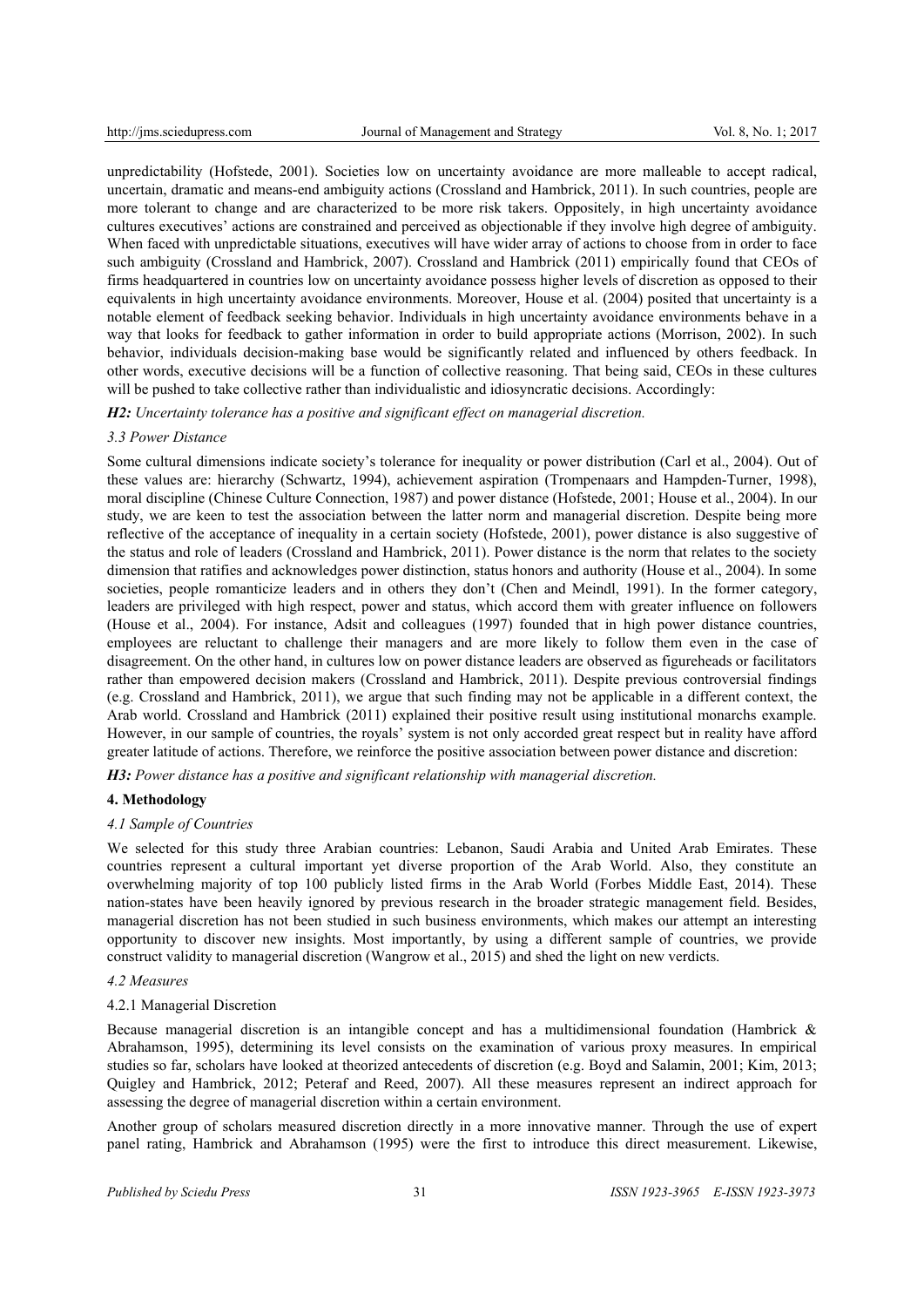unpredictability (Hofstede, 2001). Societies low on uncertainty avoidance are more malleable to accept radical, uncertain, dramatic and means-end ambiguity actions (Crossland and Hambrick, 2011). In such countries, people are more tolerant to change and are characterized to be more risk takers. Oppositely, in high uncertainty avoidance cultures executives' actions are constrained and perceived as objectionable if they involve high degree of ambiguity. When faced with unpredictable situations, executives will have wider array of actions to choose from in order to face such ambiguity (Crossland and Hambrick, 2007). Crossland and Hambrick (2011) empirically found that CEOs of firms headquartered in countries low on uncertainty avoidance possess higher levels of discretion as opposed to their equivalents in high uncertainty avoidance environments. Moreover, House et al. (2004) posited that uncertainty is a notable element of feedback seeking behavior. Individuals in high uncertainty avoidance environments behave in a way that looks for feedback to gather information in order to build appropriate actions (Morrison, 2002). In such behavior, individuals decision-making base would be significantly related and influenced by others feedback. In other words, executive decisions will be a function of collective reasoning. That being said, CEOs in these cultures will be pushed to take collective rather than individualistic and idiosyncratic decisions. Accordingly:

***H2:*** *Uncertainty tolerance has a positive and significant effect on managerial discretion.*

### *3.3 Power Distance*

Some cultural dimensions indicate society's tolerance for inequality or power distribution (Carl et al., 2004). Out of these values are: hierarchy (Schwartz, 1994), achievement aspiration (Trompenaars and Hampden-Turner, 1998), moral discipline (Chinese Culture Connection, 1987) and power distance (Hofstede, 2001; House et al., 2004). In our study, we are keen to test the association between the latter norm and managerial discretion. Despite being more reflective of the acceptance of inequality in a certain society (Hofstede, 2001), power distance is also suggestive of the status and role of leaders (Crossland and Hambrick, 2011). Power distance is the norm that relates to the society dimension that ratifies and acknowledges power distinction, status honors and authority (House et al., 2004). In some societies, people romanticize leaders and in others they don't (Chen and Meindl, 1991). In the former category, leaders are privileged with high respect, power and status, which accord them with greater influence on followers (House et al., 2004). For instance, Adsit and colleagues (1997) founded that in high power distance countries, employees are reluctant to challenge their managers and are more likely to follow them even in the case of disagreement. On the other hand, in cultures low on power distance leaders are observed as figureheads or facilitators rather than empowered decision makers (Crossland and Hambrick, 2011). Despite previous controversial findings (e.g. Crossland and Hambrick, 2011), we argue that such finding may not be applicable in a different context, the Arab world. Crossland and Hambrick (2011) explained their positive result using institutional monarchs example. However, in our sample of countries, the royals' system is not only accorded great respect but in reality have afford greater latitude of actions. Therefore, we reinforce the positive association between power distance and discretion:

***H3:*** *Power distance has a positive and significant relationship with managerial discretion.*

## **4. Methodology**

### *4.1 Sample of Countries*

We selected for this study three Arabian countries: Lebanon, Saudi Arabia and United Arab Emirates. These countries represent a cultural important yet diverse proportion of the Arab World. Also, they constitute an overwhelming majority of top 100 publicly listed firms in the Arab World (Forbes Middle East, 2014). These nation-states have been heavily ignored by previous research in the broader strategic management field. Besides, managerial discretion has not been studied in such business environments, which makes our attempt an interesting opportunity to discover new insights. Most importantly, by using a different sample of countries, we provide construct validity to managerial discretion (Wangrow et al., 2015) and shed the light on new verdicts.

### *4.2 Measures*

#### 4.2.1 Managerial Discretion

Because managerial discretion is an intangible concept and has a multidimensional foundation (Hambrick & Abrahamson, 1995), determining its level consists on the examination of various proxy measures. In empirical studies so far, scholars have looked at theorized antecedents of discretion (e.g. Boyd and Salamin, 2001; Kim, 2013; Quigley and Hambrick, 2012; Peteraf and Reed, 2007). All these measures represent an indirect approach for assessing the degree of managerial discretion within a certain environment.

Another group of scholars measured discretion directly in a more innovative manner. Through the use of expert panel rating, Hambrick and Abrahamson (1995) were the first to introduce this direct measurement. Likewise,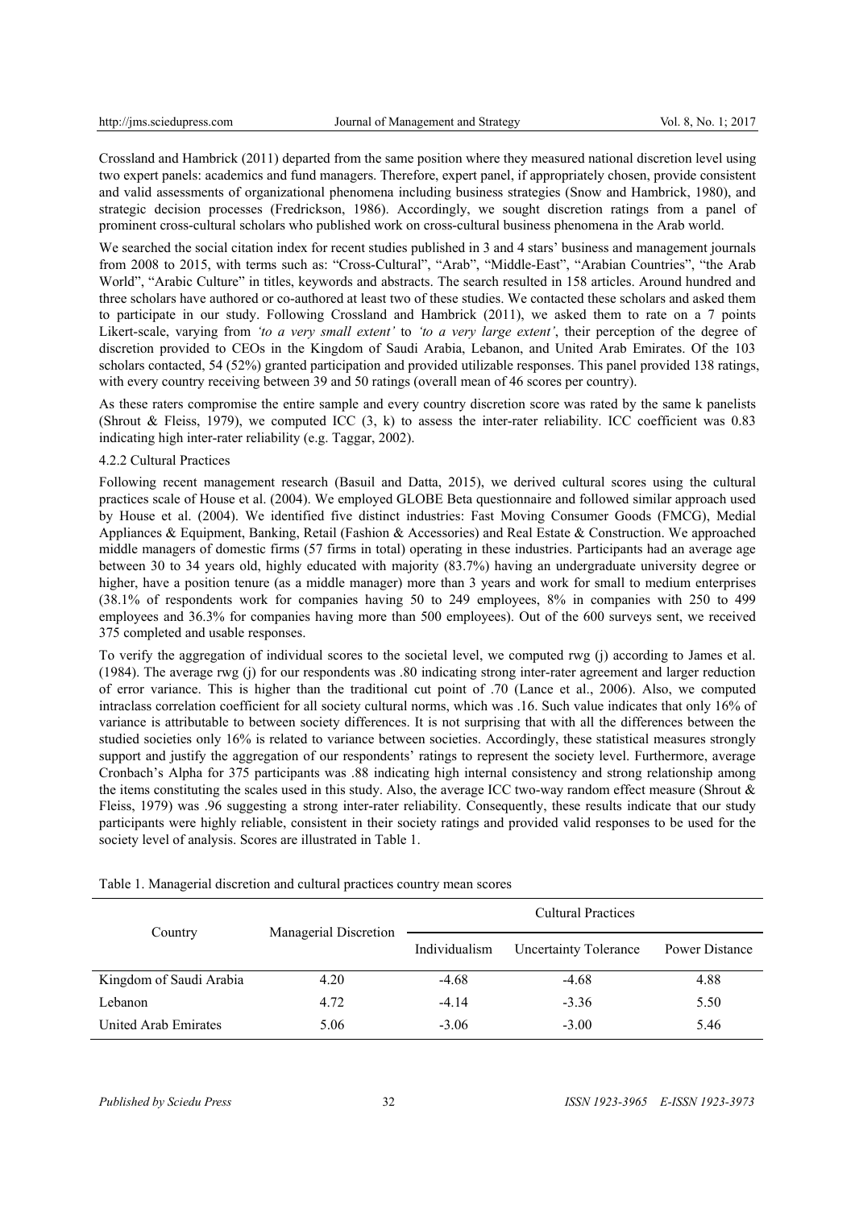Crossland and Hambrick (2011) departed from the same position where they measured national discretion level using two expert panels: academics and fund managers. Therefore, expert panel, if appropriately chosen, provide consistent and valid assessments of organizational phenomena including business strategies (Snow and Hambrick, 1980), and strategic decision processes (Fredrickson, 1986). Accordingly, we sought discretion ratings from a panel of prominent cross-cultural scholars who published work on cross-cultural business phenomena in the Arab world.

We searched the social citation index for recent studies published in 3 and 4 stars' business and management journals from 2008 to 2015, with terms such as: "Cross-Cultural", "Arab", "Middle-East", "Arabian Countries", "the Arab World", "Arabic Culture" in titles, keywords and abstracts. The search resulted in 158 articles. Around hundred and three scholars have authored or co-authored at least two of these studies. We contacted these scholars and asked them to participate in our study. Following Crossland and Hambrick (2011), we asked them to rate on a 7 points Likert-scale, varying from *'to a very small extent'* to *'to a very large extent'*, their perception of the degree of discretion provided to CEOs in the Kingdom of Saudi Arabia, Lebanon, and United Arab Emirates. Of the 103 scholars contacted, 54 (52%) granted participation and provided utilizable responses. This panel provided 138 ratings, with every country receiving between 39 and 50 ratings (overall mean of 46 scores per country).

As these raters compromise the entire sample and every country discretion score was rated by the same k panelists (Shrout & Fleiss, 1979), we computed ICC (3, k) to assess the inter-rater reliability. ICC coefficient was 0.83 indicating high inter-rater reliability (e.g. Taggar, 2002).

#### 4.2.2 Cultural Practices

Following recent management research (Basuil and Datta, 2015), we derived cultural scores using the cultural practices scale of House et al. (2004). We employed GLOBE Beta questionnaire and followed similar approach used by House et al. (2004). We identified five distinct industries: Fast Moving Consumer Goods (FMCG), Medial Appliances & Equipment, Banking, Retail (Fashion & Accessories) and Real Estate & Construction. We approached middle managers of domestic firms (57 firms in total) operating in these industries. Participants had an average age between 30 to 34 years old, highly educated with majority (83.7%) having an undergraduate university degree or higher, have a position tenure (as a middle manager) more than 3 years and work for small to medium enterprises (38.1% of respondents work for companies having 50 to 249 employees, 8% in companies with 250 to 499 employees and 36.3% for companies having more than 500 employees). Out of the 600 surveys sent, we received 375 completed and usable responses.

To verify the aggregation of individual scores to the societal level, we computed rwg (j) according to James et al. (1984). The average rwg (j) for our respondents was .80 indicating strong inter-rater agreement and larger reduction of error variance. This is higher than the traditional cut point of .70 (Lance et al., 2006). Also, we computed intraclass correlation coefficient for all society cultural norms, which was .16. Such value indicates that only 16% of variance is attributable to between society differences. It is not surprising that with all the differences between the studied societies only 16% is related to variance between societies. Accordingly, these statistical measures strongly support and justify the aggregation of our respondents' ratings to represent the society level. Furthermore, average Cronbach's Alpha for 375 participants was .88 indicating high internal consistency and strong relationship among the items constituting the scales used in this study. Also, the average ICC two-way random effect measure (Shrout & Fleiss, 1979) was .96 suggesting a strong inter-rater reliability. Consequently, these results indicate that our study participants were highly reliable, consistent in their society ratings and provided valid responses to be used for the society level of analysis. Scores are illustrated in Table 1.

Table 1. Managerial discretion and cultural practices country mean scores

| Country | Managerial Discretion | Cultural Practices | | |
|---|---|---|---|---|
| | | Individualism | Uncertainty Tolerance | Power Distance |
| Kingdom of Saudi Arabia | 4.20 | -4.68 | -4.68 | 4.88 |
| Lebanon | 4.72 | -4.14 | -3.36 | 5.50 |
| United Arab Emirates | 5.06 | -3.06 | -3.00 | 5.46 |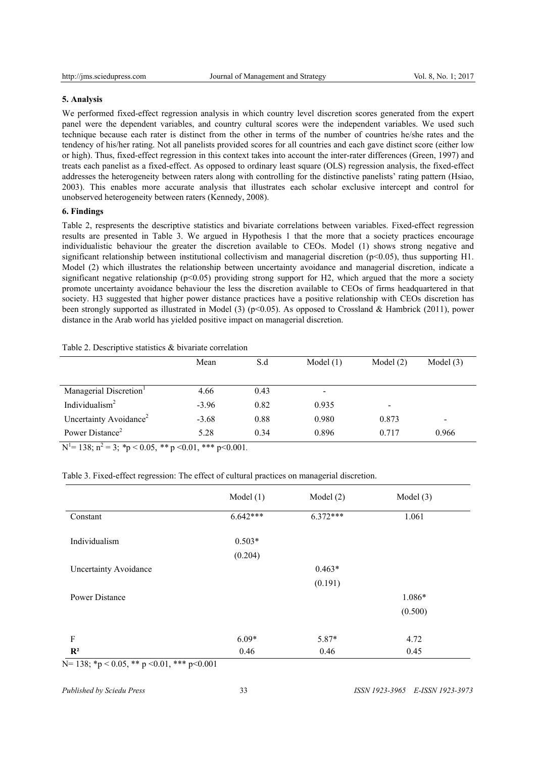## 5. Analysis

We performed fixed-effect regression analysis in which country level discretion scores generated from the expert panel were the dependent variables, and country cultural scores were the independent variables. We used such technique because each rater is distinct from the other in terms of the number of countries he/she rates and the tendency of his/her rating. Not all panelists provided scores for all countries and each gave distinct score (either low or high). Thus, fixed-effect regression in this context takes into account the inter-rater differences (Green, 1997) and treats each panelist as a fixed-effect. As opposed to ordinary least square (OLS) regression analysis, the fixed-effect addresses the heterogeneity between raters along with controlling for the distinctive panelists' rating pattern (Hsiao, 2003). This enables more accurate analysis that illustrates each scholar exclusive intercept and control for unobserved heterogeneity between raters (Kennedy, 2008).

## 6. Findings

Table 2, respresents the descriptive statistics and bivariate correlations between variables. Fixed-effect regression results are presented in Table 3. We argued in Hypothesis 1 that the more that a society practices encourage individualistic behaviour the greater the discretion available to CEOs. Model (1) shows strong negative and significant relationship between institutional collectivism and managerial discretion ($p<0.05$), thus supporting H1. Model (2) which illustrates the relationship between uncertainty avoidance and managerial discretion, indicate a significant negative relationship ($p<0.05$) providing strong support for H2, which argued that the more a society promote uncertainty avoidance behaviour the less the discretion available to CEOs of firms headquartered in that society. H3 suggested that higher power distance practices have a positive relationship with CEOs discretion has been strongly supported as illustrated in Model (3) ($p<0.05$). As opposed to Crossland & Hambrick (2011), power distance in the Arab world has yielded positive impact on managerial discretion.

Table 2. Descriptive statistics & bivariate correlation

| | Mean | S.d | Model (1) | Model (2) | Model (3) |
|---|---|---|---|---|---|
| Managerial Discretion[1] | 4.66 | 0.43 | - | | |
| Individualism[2] | -3.96 | 0.82 | 0.935 | - | |
| Uncertainty Avoidance[2] | -3.68 | 0.88 | 0.980 | 0.873 | - |
| Power Distance[2] | 5.28 | 0.34 | 0.896 | 0.717 | 0.966 |

$N^1 = 138$; $n^2 = 3$; *$p < 0.05$, ** $p < 0.01$, *** $p < 0.001$.

Table 3. Fixed-effect regression: The effect of cultural practices on managerial discretion.

| | Model (1) | Model (2) | Model (3) |
|---|---|---|---|
| Constant | 6.642*** | 6.372*** | 1.061 |
| Individualism | 0.503* | | |
| | (0.204) | | |
| Uncertainty Avoidance | | 0.463* | |
| | | (0.191) | |
| Power Distance | | | 1.086* |
| | | | (0.500) |
| F | 6.09* | 5.87* | 4.72 |
| **$R^2$** | 0.46 | 0.46 | 0.45 |

N= 138; *$p < 0.05$, ** $p < 0.01$, *** $p < 0.001$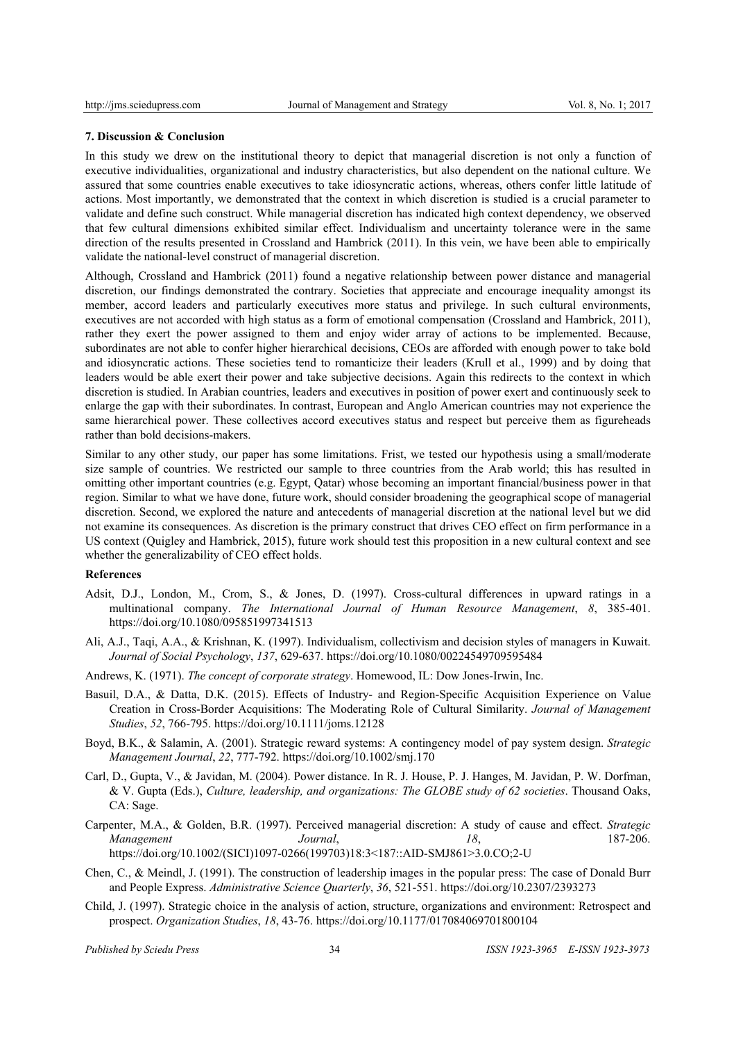### 7. Discussion & Conclusion

In this study we drew on the institutional theory to depict that managerial discretion is not only a function of executive individualities, organizational and industry characteristics, but also dependent on the national culture. We assured that some countries enable executives to take idiosyncratic actions, whereas, others confer little latitude of actions. Most importantly, we demonstrated that the context in which discretion is studied is a crucial parameter to validate and define such construct. While managerial discretion has indicated high context dependency, we observed that few cultural dimensions exhibited similar effect. Individualism and uncertainty tolerance were in the same direction of the results presented in Crossland and Hambrick (2011). In this vein, we have been able to empirically validate the national-level construct of managerial discretion.

Although, Crossland and Hambrick (2011) found a negative relationship between power distance and managerial discretion, our findings demonstrated the contrary. Societies that appreciate and encourage inequality amongst its member, accord leaders and particularly executives more status and privilege. In such cultural environments, executives are not accorded with high status as a form of emotional compensation (Crossland and Hambrick, 2011), rather they exert the power assigned to them and enjoy wider array of actions to be implemented. Because, subordinates are not able to confer higher hierarchical decisions, CEOs are afforded with enough power to take bold and idiosyncratic actions. These societies tend to romanticize their leaders (Krull et al., 1999) and by doing that leaders would be able exert their power and take subjective decisions. Again this redirects to the context in which discretion is studied. In Arabian countries, leaders and executives in position of power exert and continuously seek to enlarge the gap with their subordinates. In contrast, European and Anglo American countries may not experience the same hierarchical power. These collectives accord executives status and respect but perceive them as figureheads rather than bold decisions-makers.

Similar to any other study, our paper has some limitations. Frist, we tested our hypothesis using a small/moderate size sample of countries. We restricted our sample to three countries from the Arab world; this has resulted in omitting other important countries (e.g. Egypt, Qatar) whose becoming an important financial/business power in that region. Similar to what we have done, future work, should consider broadening the geographical scope of managerial discretion. Second, we explored the nature and antecedents of managerial discretion at the national level but we did not examine its consequences. As discretion is the primary construct that drives CEO effect on firm performance in a US context (Quigley and Hambrick, 2015), future work should test this proposition in a new cultural context and see whether the generalizability of CEO effect holds.

### References

Adsit, D.J., London, M., Crom, S., & Jones, D. (1997). Cross-cultural differences in upward ratings in a multinational company. *The International Journal of Human Resource Management*, *8*, 385-401. https://doi.org/10.1080/095851997341513

Ali, A.J., Taqi, A.A., & Krishnan, K. (1997). Individualism, collectivism and decision styles of managers in Kuwait. *Journal of Social Psychology*, *137*, 629-637. https://doi.org/10.1080/00224549709595484

Andrews, K. (1971). *The concept of corporate strategy*. Homewood, IL: Dow Jones-Irwin, Inc.

Basuil, D.A., & Datta, D.K. (2015). Effects of Industry- and Region-Specific Acquisition Experience on Value Creation in Cross-Border Acquisitions: The Moderating Role of Cultural Similarity. *Journal of Management Studies*, *52*, 766-795. https://doi.org/10.1111/joms.12128

Boyd, B.K., & Salamin, A. (2001). Strategic reward systems: A contingency model of pay system design. *Strategic Management Journal*, *22*, 777-792. https://doi.org/10.1002/smj.170

Carl, D., Gupta, V., & Javidan, M. (2004). Power distance. In R. J. House, P. J. Hanges, M. Javidan, P. W. Dorfman, & V. Gupta (Eds.), *Culture, leadership, and organizations: The GLOBE study of 62 societies*. Thousand Oaks, CA: Sage.

Carpenter, M.A., & Golden, B.R. (1997). Perceived managerial discretion: A study of cause and effect. *Strategic Management Journal*, *18*, 187-206. https://doi.org/10.1002/(SICI)1097-0266(199703)18:3<187::AID-SMJ861>3.0.CO;2-U

Chen, C., & Meindl, J. (1991). The construction of leadership images in the popular press: The case of Donald Burr and People Express. *Administrative Science Quarterly*, *36*, 521-551. https://doi.org/10.2307/2393273

Child, J. (1997). Strategic choice in the analysis of action, structure, organizations and environment: Retrospect and prospect. *Organization Studies*, *18*, 43-76. https://doi.org/10.1177/017084069701800104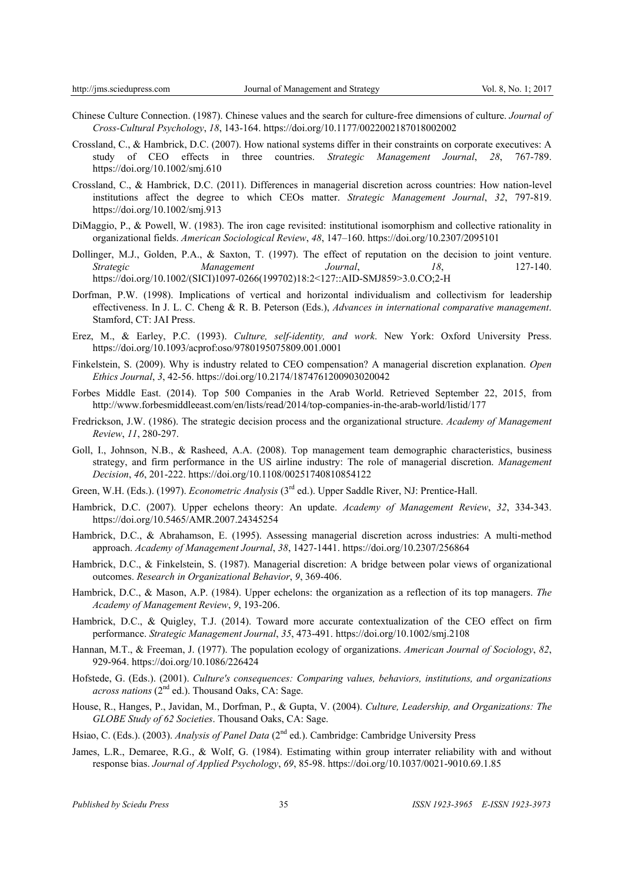Chinese Culture Connection. (1987). Chinese values and the search for culture-free dimensions of culture. *Journal of Cross-Cultural Psychology*, *18*, 143-164. https://doi.org/10.1177/0022002187018002002

Crossland, C., & Hambrick, D.C. (2007). How national systems differ in their constraints on corporate executives: A study of CEO effects in three countries. *Strategic Management Journal*, *28*, 767-789. https://doi.org/10.1002/smj.610

Crossland, C., & Hambrick, D.C. (2011). Differences in managerial discretion across countries: How nation-level institutions affect the degree to which CEOs matter. *Strategic Management Journal*, *32*, 797-819. https://doi.org/10.1002/smj.913

DiMaggio, P., & Powell, W. (1983). The iron cage revisited: institutional isomorphism and collective rationality in organizational fields. *American Sociological Review*, *48*, 147–160. https://doi.org/10.2307/2095101

Dollinger, M.J., Golden, P.A., & Saxton, T. (1997). The effect of reputation on the decision to joint venture. *Strategic Management Journal*, *18*, 127-140. https://doi.org/10.1002/(SICI)1097-0266(199702)18:2<127::AID-SMJ859>3.0.CO;2-H

Dorfman, P.W. (1998). Implications of vertical and horizontal individualism and collectivism for leadership effectiveness. In J. L. C. Cheng & R. B. Peterson (Eds.), *Advances in international comparative management*. Stamford, CT: JAI Press.

Erez, M., & Earley, P.C. (1993). *Culture, self-identity, and work*. New York: Oxford University Press. https://doi.org/10.1093/acprof:oso/9780195075809.001.0001

Finkelstein, S. (2009). Why is industry related to CEO compensation? A managerial discretion explanation. *Open Ethics Journal*, *3*, 42-56. https://doi.org/10.2174/1874761200903020042

Forbes Middle East. (2014). Top 500 Companies in the Arab World. Retrieved September 22, 2015, from http://www.forbesmiddleeast.com/en/lists/read/2014/top-companies-in-the-arab-world/listid/177

Fredrickson, J.W. (1986). The strategic decision process and the organizational structure. *Academy of Management Review*, *11*, 280-297.

Goll, I., Johnson, N.B., & Rasheed, A.A. (2008). Top management team demographic characteristics, business strategy, and firm performance in the US airline industry: The role of managerial discretion. *Management Decision*, *46*, 201-222. https://doi.org/10.1108/00251740810854122

Green, W.H. (Eds.). (1997). *Econometric Analysis* (3rd ed.). Upper Saddle River, NJ: Prentice-Hall.

Hambrick, D.C. (2007). Upper echelons theory: An update. *Academy of Management Review*, *32*, 334-343. https://doi.org/10.5465/AMR.2007.24345254

Hambrick, D.C., & Abrahamson, E. (1995). Assessing managerial discretion across industries: A multi-method approach. *Academy of Management Journal*, *38*, 1427-1441. https://doi.org/10.2307/256864

Hambrick, D.C., & Finkelstein, S. (1987). Managerial discretion: A bridge between polar views of organizational outcomes. *Research in Organizational Behavior*, *9*, 369-406.

Hambrick, D.C., & Mason, A.P. (1984). Upper echelons: the organization as a reflection of its top managers. *The Academy of Management Review*, *9*, 193-206.

Hambrick, D.C., & Quigley, T.J. (2014). Toward more accurate contextualization of the CEO effect on firm performance. *Strategic Management Journal*, *35*, 473-491. https://doi.org/10.1002/smj.2108

Hannan, M.T., & Freeman, J. (1977). The population ecology of organizations. *American Journal of Sociology*, *82*, 929-964. https://doi.org/10.1086/226424

Hofstede, G. (Eds.). (2001). *Culture's consequences: Comparing values, behaviors, institutions, and organizations across nations* (2nd ed.). Thousand Oaks, CA: Sage.

House, R., Hanges, P., Javidan, M., Dorfman, P., & Gupta, V. (2004). *Culture, Leadership, and Organizations: The GLOBE Study of 62 Societies*. Thousand Oaks, CA: Sage.

Hsiao, C. (Eds.). (2003). *Analysis of Panel Data* (2nd ed.). Cambridge: Cambridge University Press

James, L.R., Demaree, R.G., & Wolf, G. (1984). Estimating within group interrater reliability with and without response bias. *Journal of Applied Psychology*, *69*, 85-98. https://doi.org/10.1037/0021-9010.69.1.85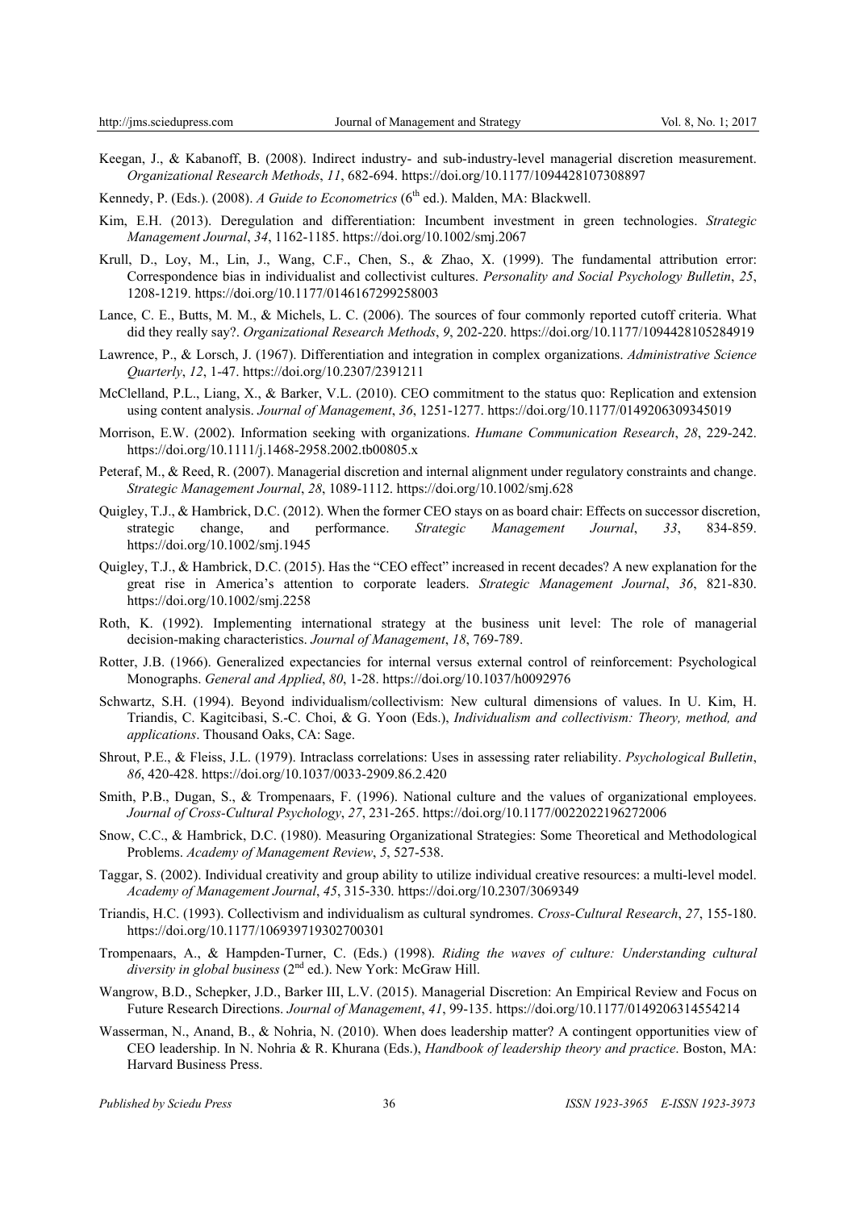Keegan, J., & Kabanoff, B. (2008). Indirect industry- and sub-industry-level managerial discretion measurement. *Organizational Research Methods*, *11*, 682-694. https://doi.org/10.1177/1094428107308897

Kennedy, P. (Eds.). (2008). *A Guide to Econometrics* (6th ed.). Malden, MA: Blackwell.

Kim, E.H. (2013). Deregulation and differentiation: Incumbent investment in green technologies. *Strategic Management Journal*, *34*, 1162-1185. https://doi.org/10.1002/smj.2067

Krull, D., Loy, M., Lin, J., Wang, C.F., Chen, S., & Zhao, X. (1999). The fundamental attribution error: Correspondence bias in individualist and collectivist cultures. *Personality and Social Psychology Bulletin*, *25*, 1208-1219. https://doi.org/10.1177/0146167299258003

Lance, C. E., Butts, M. M., & Michels, L. C. (2006). The sources of four commonly reported cutoff criteria. What did they really say?. *Organizational Research Methods*, *9*, 202-220. https://doi.org/10.1177/1094428105284919

Lawrence, P., & Lorsch, J. (1967). Differentiation and integration in complex organizations. *Administrative Science Quarterly*, *12*, 1-47. https://doi.org/10.2307/2391211

McClelland, P.L., Liang, X., & Barker, V.L. (2010). CEO commitment to the status quo: Replication and extension using content analysis. *Journal of Management*, *36*, 1251-1277. https://doi.org/10.1177/0149206309345019

Morrison, E.W. (2002). Information seeking with organizations. *Humane Communication Research*, *28*, 229-242. https://doi.org/10.1111/j.1468-2958.2002.tb00805.x

Peteraf, M., & Reed, R. (2007). Managerial discretion and internal alignment under regulatory constraints and change. *Strategic Management Journal*, *28*, 1089-1112. https://doi.org/10.1002/smj.628

Quigley, T.J., & Hambrick, D.C. (2012). When the former CEO stays on as board chair: Effects on successor discretion, strategic change, and performance. *Strategic Management Journal*, *33*, 834-859. https://doi.org/10.1002/smj.1945

Quigley, T.J., & Hambrick, D.C. (2015). Has the "CEO effect" increased in recent decades? A new explanation for the great rise in America's attention to corporate leaders. *Strategic Management Journal*, *36*, 821-830. https://doi.org/10.1002/smj.2258

Roth, K. (1992). Implementing international strategy at the business unit level: The role of managerial decision-making characteristics. *Journal of Management*, *18*, 769-789.

Rotter, J.B. (1966). Generalized expectancies for internal versus external control of reinforcement: Psychological Monographs. *General and Applied*, *80*, 1-28. https://doi.org/10.1037/h0092976

Schwartz, S.H. (1994). Beyond individualism/collectivism: New cultural dimensions of values. In U. Kim, H. Triandis, C. Kagitcibasi, S.-C. Choi, & G. Yoon (Eds.), *Individualism and collectivism: Theory, method, and applications*. Thousand Oaks, CA: Sage.

Shrout, P.E., & Fleiss, J.L. (1979). Intraclass correlations: Uses in assessing rater reliability. *Psychological Bulletin*, *86*, 420-428. https://doi.org/10.1037/0033-2909.86.2.420

Smith, P.B., Dugan, S., & Trompenaars, F. (1996). National culture and the values of organizational employees. *Journal of Cross-Cultural Psychology*, *27*, 231-265. https://doi.org/10.1177/0022022196272006

Snow, C.C., & Hambrick, D.C. (1980). Measuring Organizational Strategies: Some Theoretical and Methodological Problems. *Academy of Management Review*, *5*, 527-538.

Taggar, S. (2002). Individual creativity and group ability to utilize individual creative resources: a multi-level model. *Academy of Management Journal*, *45*, 315-330. https://doi.org/10.2307/3069349

Triandis, H.C. (1993). Collectivism and individualism as cultural syndromes. *Cross-Cultural Research*, *27*, 155-180. https://doi.org/10.1177/106939719302700301

Trompenaars, A., & Hampden-Turner, C. (Eds.) (1998). *Riding the waves of culture: Understanding cultural diversity in global business* (2nd ed.). New York: McGraw Hill.

Wangrow, B.D., Schepker, J.D., Barker III, L.V. (2015). Managerial Discretion: An Empirical Review and Focus on Future Research Directions. *Journal of Management*, *41*, 99-135. https://doi.org/10.1177/0149206314554214

Wasserman, N., Anand, B., & Nohria, N. (2010). When does leadership matter? A contingent opportunities view of CEO leadership. In N. Nohria & R. Khurana (Eds.), *Handbook of leadership theory and practice*. Boston, MA: Harvard Business Press.